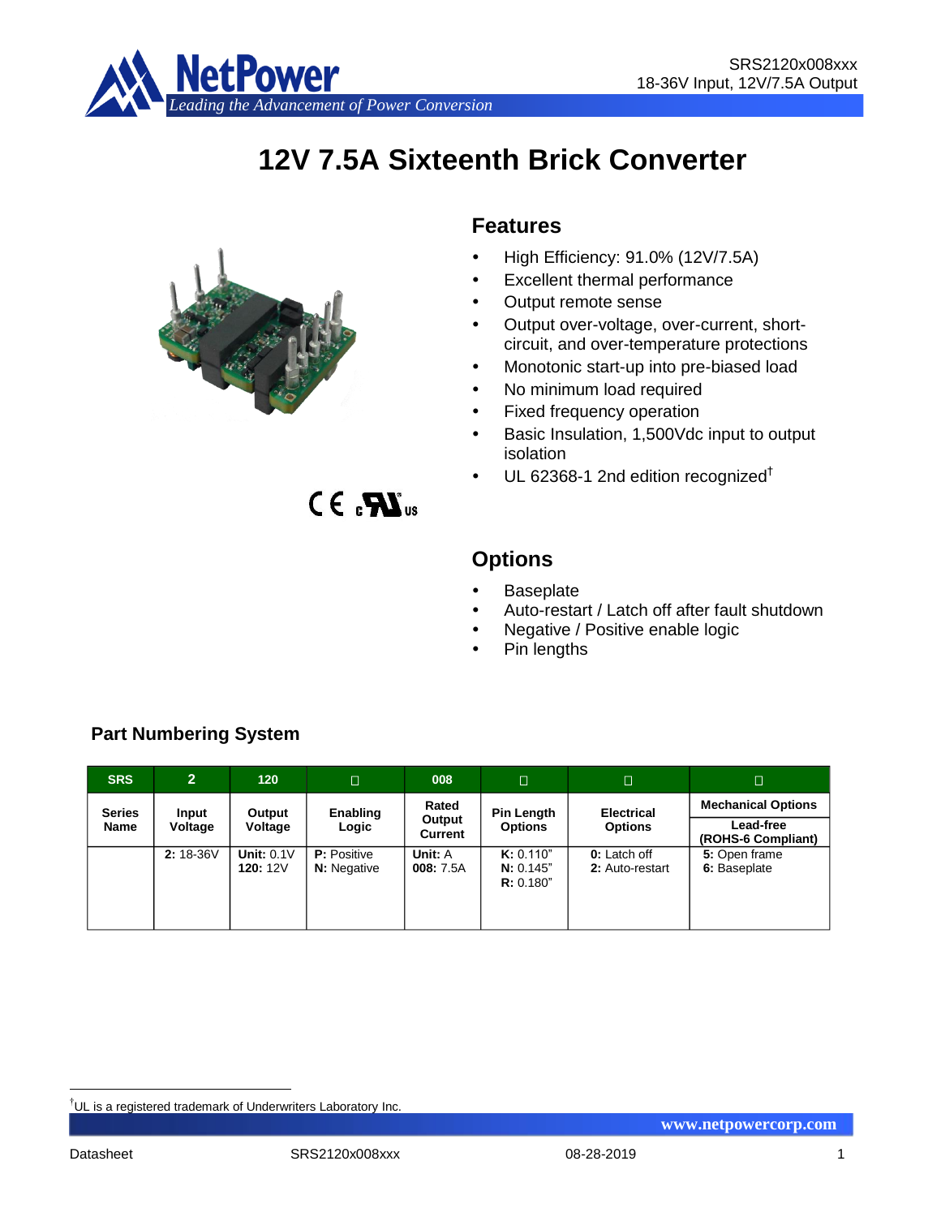# 12V 7.5A Sixteenth Brick Converter

## Features

- High Efficiency: 91.0% (12V/7.5A)
- Excellent thermal performance
- Output remote sense
- Output over-voltage, over-current, short-circuit, and over-temperature protections
- Monotonic start-up into pre-biased load
- No minimum load required
- Fixed frequency operation
- Basic Insulation, 1,500Vdc input to output isolation
- UL 62368-1 2nd edition recognized†

## Options

- Baseplate
- Auto-restart / Latch off after fault shutdown
- Negative / Positive enable logic
- Pin lengths

### Part Numbering System

| SRS | 2 | 120 | □ | 008 | □ | □ | □ |
|---|---|---|---|---|---|---|---|
| **Series Name** | **Input Voltage** | **Output Voltage** | **Enabling Logic** | **Rated Output Current** | **Pin Length Options** | **Electrical Options** | **Mechanical Options** <br> **Lead-free (ROHS-6 Compliant)** |
| | **2:** 18-36V | **Unit:** 0.1V <br> **120:** 12V | **P:** Positive <br> **N:** Negative | **Unit:** A <br> **008:** 7.5A | **K:** 0.110" <br> **N:** 0.145" <br> **R:** 0.180" | **0:** Latch off <br> **2:** Auto-restart | **5:** Open frame <br> **6:** Baseplate |

†UL is a registered trademark of Underwriters Laboratory Inc.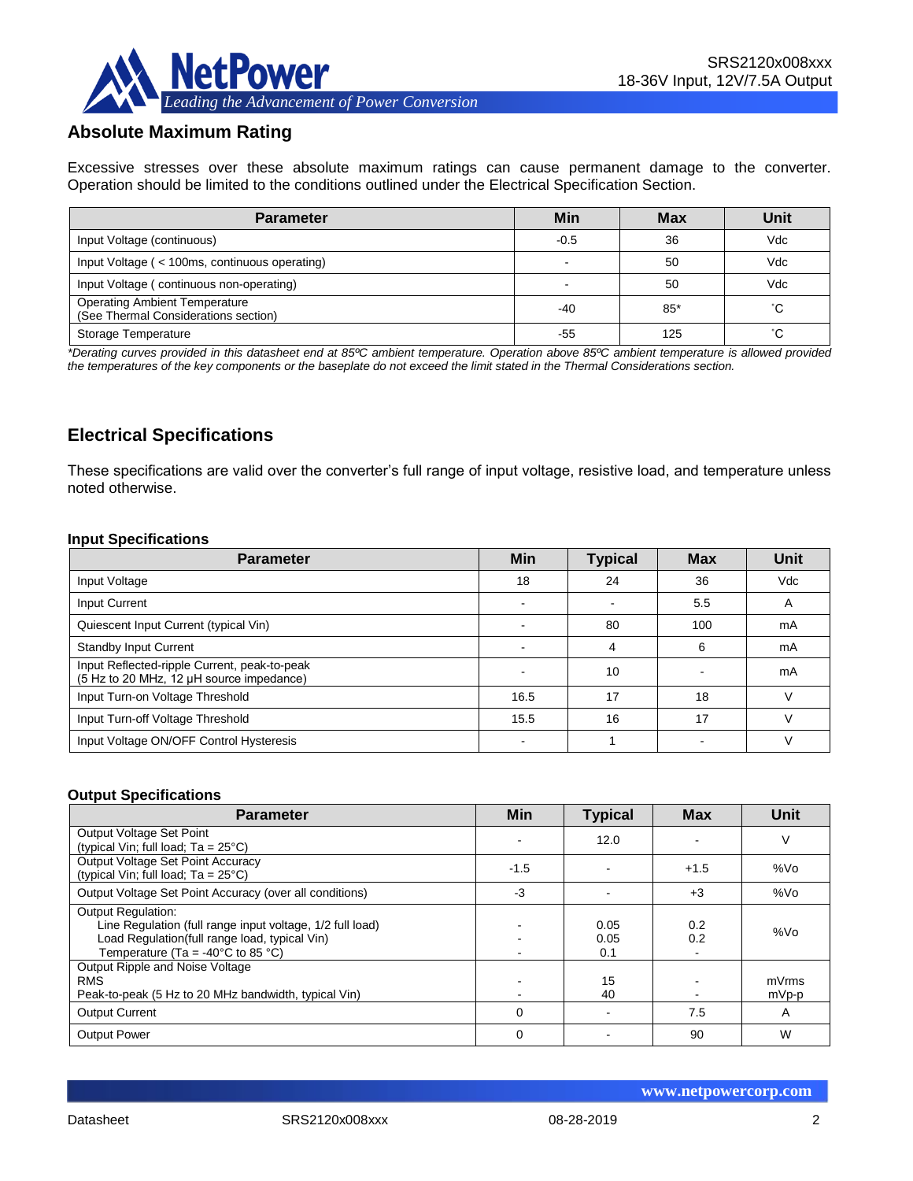## Absolute Maximum Rating

Excessive stresses over these absolute maximum ratings can cause permanent damage to the converter. Operation should be limited to the conditions outlined under the Electrical Specification Section.

| Parameter | Min | Max | Unit |
|---|---|---|---|
| Input Voltage (continuous) | -0.5 | 36 | Vdc |
| Input Voltage ( < 100ms, continuous operating) | - | 50 | Vdc |
| Input Voltage ( continuous non-operating) | - | 50 | Vdc |
| Operating Ambient Temperature (See Thermal Considerations section) | -40 | 85* | ˚C |
| Storage Temperature | -55 | 125 | ˚C |

*\*Derating curves provided in this datasheet end at 85ºC ambient temperature. Operation above 85ºC ambient temperature is allowed provided the temperatures of the key components or the baseplate do not exceed the limit stated in the Thermal Considerations section.*

## Electrical Specifications

These specifications are valid over the converter's full range of input voltage, resistive load, and temperature unless noted otherwise.

### Input Specifications

| Parameter | Min | Typical | Max | Unit |
|---|---|---|---|---|
| Input Voltage | 18 | 24 | 36 | Vdc |
| Input Current | - | - | 5.5 | A |
| Quiescent Input Current (typical Vin) | - | 80 | 100 | mA |
| Standby Input Current | - | 4 | 6 | mA |
| Input Reflected-ripple Current, peak-to-peak (5 Hz to 20 MHz, 12 µH source impedance) | - | 10 | - | mA |
| Input Turn-on Voltage Threshold | 16.5 | 17 | 18 | V |
| Input Turn-off Voltage Threshold | 15.5 | 16 | 17 | V |
| Input Voltage ON/OFF Control Hysteresis | - | 1 | - | V |

### Output Specifications

| Parameter | Min | Typical | Max | Unit |
|---|---|---|---|---|
| Output Voltage Set Point (typical Vin; full load; Ta = 25°C) | - | 12.0 | - | V |
| Output Voltage Set Point Accuracy (typical Vin; full load; Ta = 25°C) | -1.5 | - | +1.5 | %Vo |
| Output Voltage Set Point Accuracy (over all conditions) | -3 | - | +3 | %Vo |
| Output Regulation:<br>Line Regulation (full range input voltage, 1/2 full load)<br>Load Regulation(full range load, typical Vin)<br>Temperature (Ta = -40°C to 85 °C) | -<br>-<br>- | 0.05<br>0.05<br>0.1 | 0.2<br>0.2<br>- | %Vo |
| Output Ripple and Noise Voltage<br>RMS<br>Peak-to-peak (5 Hz to 20 MHz bandwidth, typical Vin) | -<br>- | 15<br>40 | -<br>- | mVrms<br>mVp-p |
| Output Current | 0 | - | 7.5 | A |
| Output Power | 0 | - | 90 | W |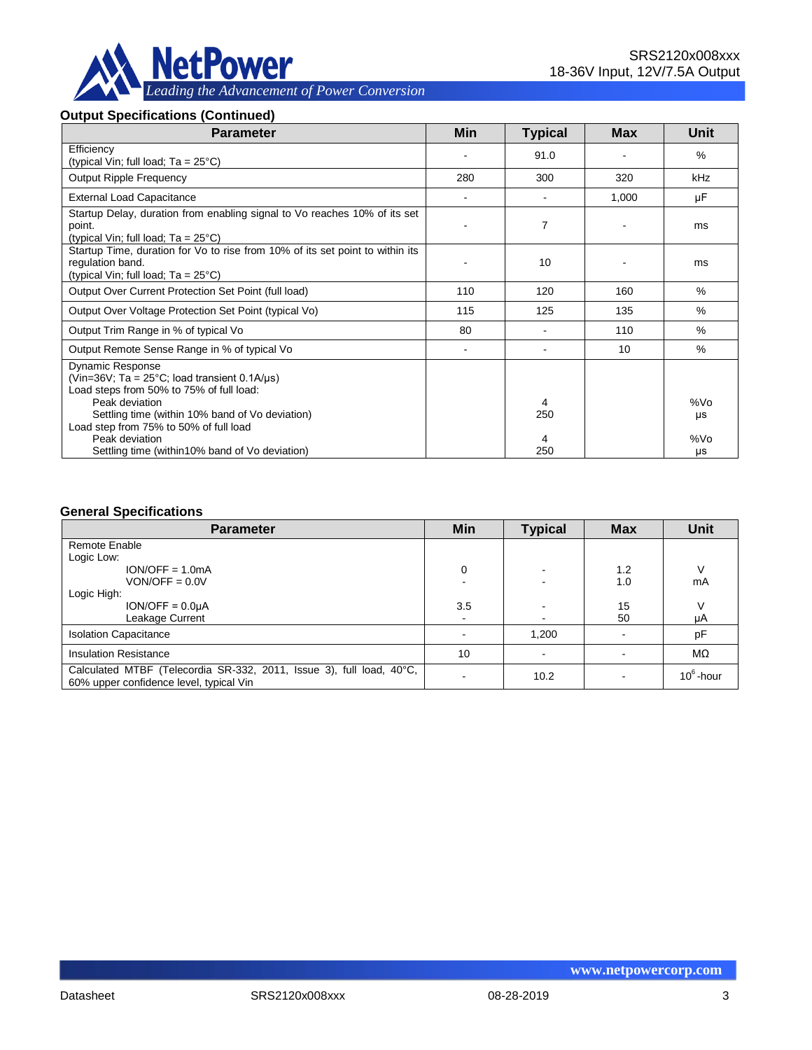### Output Specifications (Continued)

| Parameter | Min | Typical | Max | Unit |
|---|---|---|---|---|
| Efficiency<br>(typical Vin; full load; Ta = 25°C) | - | 91.0 | - | % |
| Output Ripple Frequency | 280 | 300 | 320 | kHz |
| External Load Capacitance | - | - | 1,000 | µF |
| Startup Delay, duration from enabling signal to Vo reaches 10% of its set point.<br>(typical Vin; full load; Ta = 25°C) | - | 7 | - | ms |
| Startup Time, duration for Vo to rise from 10% of its set point to within its regulation band.<br>(typical Vin; full load; Ta = 25°C) | - | 10 | - | ms |
| Output Over Current Protection Set Point (full load) | 110 | 120 | 160 | % |
| Output Over Voltage Protection Set Point (typical Vo) | 115 | 125 | 135 | % |
| Output Trim Range in % of typical Vo | 80 | - | 110 | % |
| Output Remote Sense Range in % of typical Vo | - | - | 10 | % |
| Dynamic Response<br>(Vin=36V; Ta = 25°C; load transient 0.1A/µs)<br>Load steps from 50% to 75% of full load:<br>Peak deviation<br>Settling time (within 10% band of Vo deviation)<br>Load step from 75% to 50% of full load<br>Peak deviation<br>Settling time (within10% band of Vo deviation) | | <br><br><br>4<br>250<br><br>4<br>250 | | <br><br><br>%Vo<br>µs<br><br>%Vo<br>µs |

### General Specifications

| Parameter | Min | Typical | Max | Unit |
|---|---|---|---|---|
| Remote Enable<br>Logic Low:<br>ION/OFF = 1.0mA<br>VON/OFF = 0.0V<br>Logic High:<br>ION/OFF = 0.0µA<br>Leakage Current | <br><br>0<br>-<br><br>3.5<br>- | <br><br>-<br>-<br><br>-<br>- | <br><br>1.2<br>1.0<br><br>15<br>50 | <br><br>V<br>mA<br><br>V<br>µA |
| Isolation Capacitance | - | 1,200 | - | pF |
| Insulation Resistance | 10 | - | - | MΩ |
| Calculated MTBF (Telecordia SR-332, 2011, Issue 3), full load, 40°C, 60% upper confidence level, typical Vin | - | 10.2 | - | $10^6$-hour |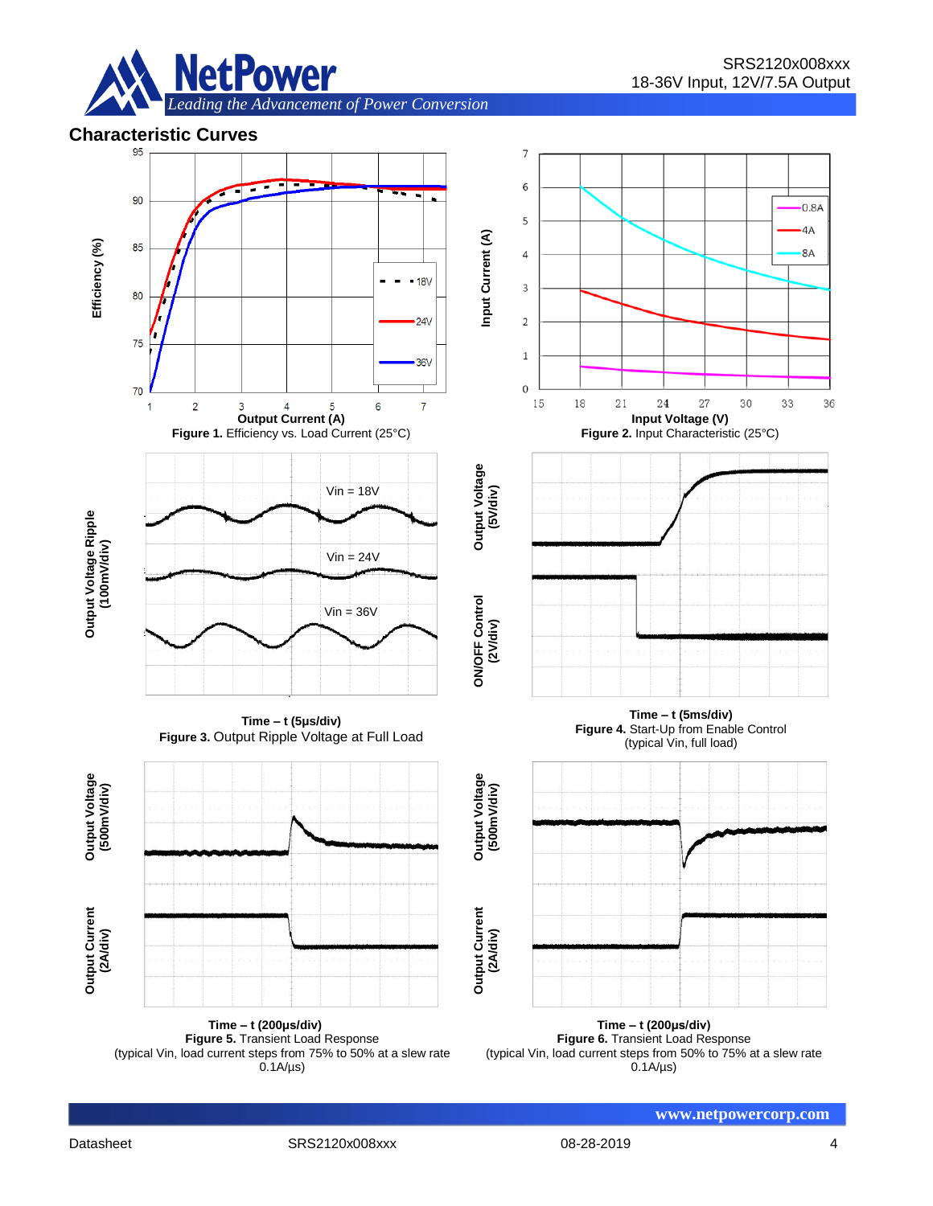## Characteristic Curves

**Figure 1.** Efficiency vs. Load Current (25°C)

**Figure 2.** Input Characteristic (25°C)

**Figure 3.** Output Ripple Voltage at Full Load

**Figure 4.** Start-Up from Enable Control (typical Vin, full load)

**Figure 5.** Transient Load Response (typical Vin, load current steps from 75% to 50% at a slew rate 0.1A/µs)

**Figure 6.** Transient Load Response (typical Vin, load current steps from 50% to 75% at a slew rate 0.1A/µs)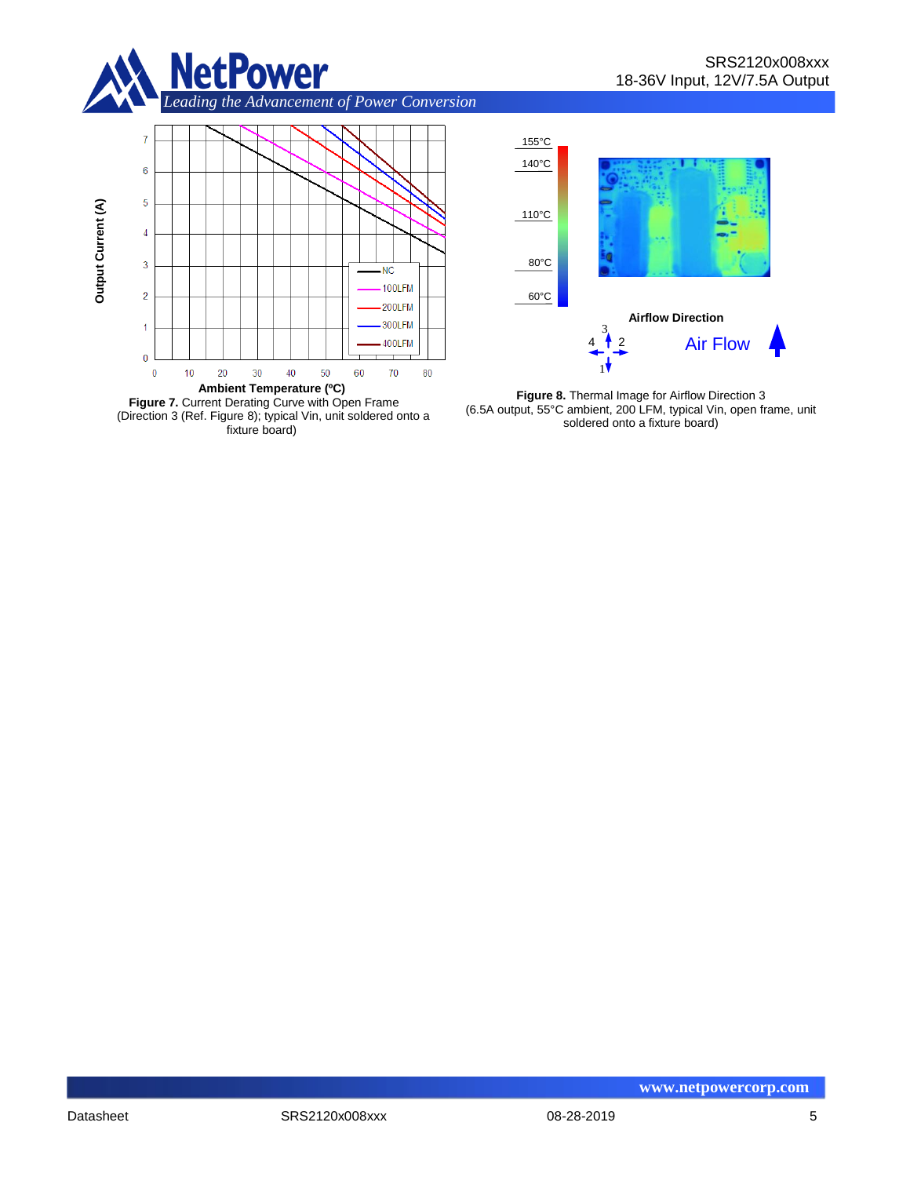**Figure 7.** Current Derating Curve with Open Frame (Direction 3 (Ref. Figure 8); typical Vin, unit soldered onto a fixture board)

**Figure 8.** Thermal Image for Airflow Direction 3 (6.5A output, 55°C ambient, 200 LFM, typical Vin, open frame, unit soldered onto a fixture board)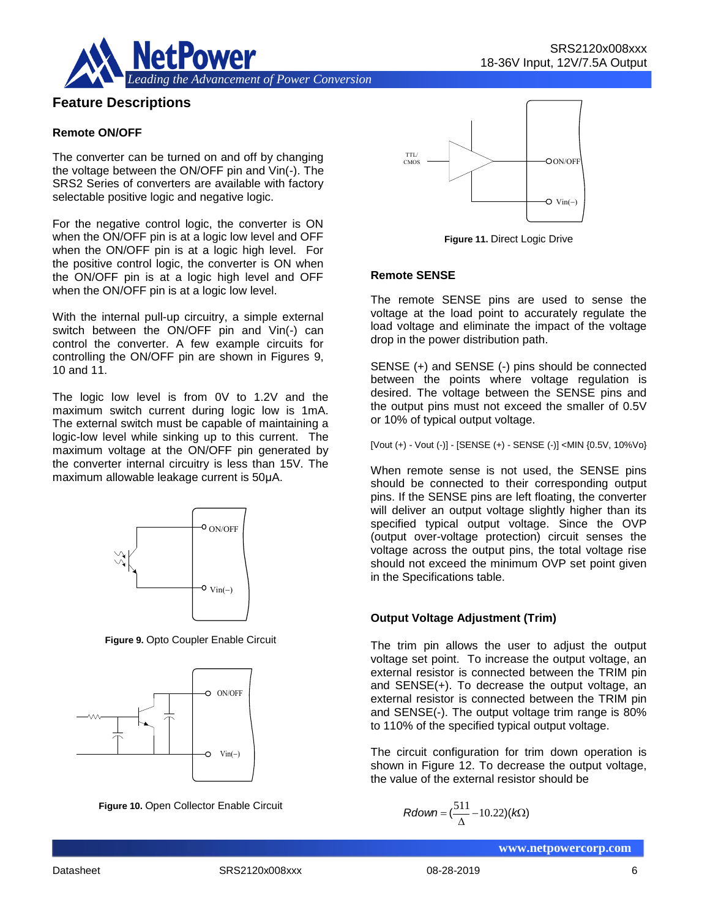## Feature Descriptions

### Remote ON/OFF

The converter can be turned on and off by changing the voltage between the ON/OFF pin and Vin(-). The SRS2 Series of converters are available with factory selectable positive logic and negative logic.

For the negative control logic, the converter is ON when the ON/OFF pin is at a logic low level and OFF when the ON/OFF pin is at a logic high level. For the positive control logic, the converter is ON when the ON/OFF pin is at a logic high level and OFF when the ON/OFF pin is at a logic low level.

With the internal pull-up circuitry, a simple external switch between the ON/OFF pin and Vin(-) can control the converter. A few example circuits for controlling the ON/OFF pin are shown in Figures 9, 10 and 11.

The logic low level is from 0V to 1.2V and the maximum switch current during logic low is 1mA. The external switch must be capable of maintaining a logic-low level while sinking up to this current. The maximum voltage at the ON/OFF pin generated by the converter internal circuitry is less than 15V. The maximum allowable leakage current is 50μA.

**Figure 9.** Opto Coupler Enable Circuit

**Figure 10.** Open Collector Enable Circuit

**Figure 11.** Direct Logic Drive

### Remote SENSE

The remote SENSE pins are used to sense the voltage at the load point to accurately regulate the load voltage and eliminate the impact of the voltage drop in the power distribution path.

SENSE (+) and SENSE (-) pins should be connected between the points where voltage regulation is desired. The voltage between the SENSE pins and the output pins must not exceed the smaller of 0.5V or 10% of typical output voltage.

[Vout (+) - Vout (-)] - [SENSE (+) - SENSE (-)] <MIN {0.5V, 10%Vo}

When remote sense is not used, the SENSE pins should be connected to their corresponding output pins. If the SENSE pins are left floating, the converter will deliver an output voltage slightly higher than its specified typical output voltage. Since the OVP (output over-voltage protection) circuit senses the voltage across the output pins, the total voltage rise should not exceed the minimum OVP set point given in the Specifications table.

### Output Voltage Adjustment (Trim)

The trim pin allows the user to adjust the output voltage set point. To increase the output voltage, an external resistor is connected between the TRIM pin and SENSE(+). To decrease the output voltage, an external resistor is connected between the TRIM pin and SENSE(-). The output voltage trim range is 80% to 110% of the specified typical output voltage.

The circuit configuration for trim down operation is shown in Figure 12. To decrease the output voltage, the value of the external resistor should be

$$Rdown = \left(\frac{511}{\Delta} - 10.22\right)(k\Omega)$$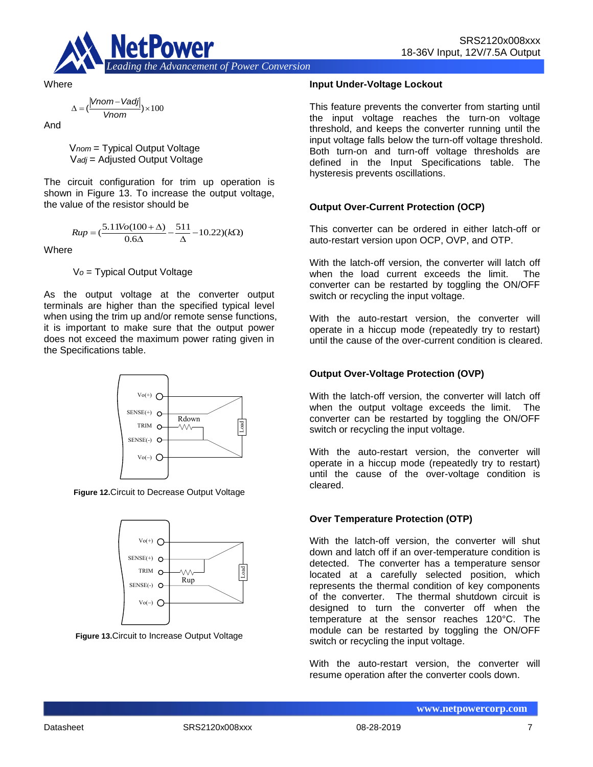Where

$$\Delta = \left(\frac{|Vnom - Vadj|}{Vnom}\right) \times 100$$

And

$V_{nom}$ = Typical Output Voltage
$V_{adj}$ = Adjusted Output Voltage

The circuit configuration for trim up operation is shown in Figure 13. To increase the output voltage, the value of the resistor should be

$$Rup = \left(\frac{5.11Vo(100+\Delta)}{0.6\Delta} - \frac{511}{\Delta} - 10.22\right)(k\Omega)$$

Where

$V_o$ = Typical Output Voltage

As the output voltage at the converter output terminals are higher than the specified typical level when using the trim up and/or remote sense functions, it is important to make sure that the output power does not exceed the maximum power rating given in the Specifications table.

**Figure 12.**Circuit to Decrease Output Voltage

**Figure 13.**Circuit to Increase Output Voltage

### Input Under-Voltage Lockout

This feature prevents the converter from starting until the input voltage reaches the turn-on voltage threshold, and keeps the converter running until the input voltage falls below the turn-off voltage threshold. Both turn-on and turn-off voltage thresholds are defined in the Input Specifications table. The hysteresis prevents oscillations.

### Output Over-Current Protection (OCP)

This converter can be ordered in either latch-off or auto-restart version upon OCP, OVP, and OTP.

With the latch-off version, the converter will latch off when the load current exceeds the limit. The converter can be restarted by toggling the ON/OFF switch or recycling the input voltage.

With the auto-restart version, the converter will operate in a hiccup mode (repeatedly try to restart) until the cause of the over-current condition is cleared.

### Output Over-Voltage Protection (OVP)

With the latch-off version, the converter will latch off when the output voltage exceeds the limit. The converter can be restarted by toggling the ON/OFF switch or recycling the input voltage.

With the auto-restart version, the converter will operate in a hiccup mode (repeatedly try to restart) until the cause of the over-voltage condition is cleared.

### Over Temperature Protection (OTP)

With the latch-off version, the converter will shut down and latch off if an over-temperature condition is detected. The converter has a temperature sensor located at a carefully selected position, which represents the thermal condition of key components of the converter. The thermal shutdown circuit is designed to turn the converter off when the temperature at the sensor reaches 120°C. The module can be restarted by toggling the ON/OFF switch or recycling the input voltage.

With the auto-restart version, the converter will resume operation after the converter cools down.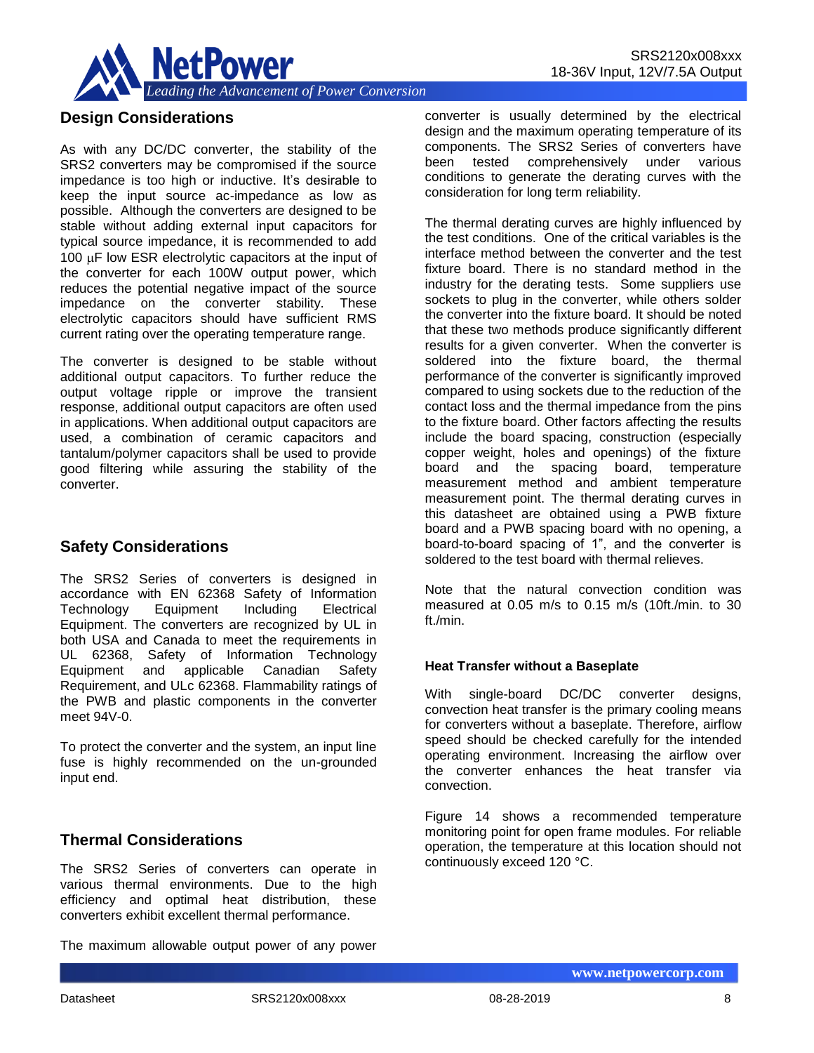## Design Considerations

As with any DC/DC converter, the stability of the SRS2 converters may be compromised if the source impedance is too high or inductive. It's desirable to keep the input source ac-impedance as low as possible. Although the converters are designed to be stable without adding external input capacitors for typical source impedance, it is recommended to add 100 μF low ESR electrolytic capacitors at the input of the converter for each 100W output power, which reduces the potential negative impact of the source impedance on the converter stability. These electrolytic capacitors should have sufficient RMS current rating over the operating temperature range.

The converter is designed to be stable without additional output capacitors. To further reduce the output voltage ripple or improve the transient response, additional output capacitors are often used in applications. When additional output capacitors are used, a combination of ceramic capacitors and tantalum/polymer capacitors shall be used to provide good filtering while assuring the stability of the converter.

## Safety Considerations

The SRS2 Series of converters is designed in accordance with EN 62368 Safety of Information Technology Equipment Including Electrical Equipment. The converters are recognized by UL in both USA and Canada to meet the requirements in UL 62368, Safety of Information Technology Equipment and applicable Canadian Safety Requirement, and ULc 62368. Flammability ratings of the PWB and plastic components in the converter meet 94V-0.

To protect the converter and the system, an input line fuse is highly recommended on the un-grounded input end.

## Thermal Considerations

The SRS2 Series of converters can operate in various thermal environments. Due to the high efficiency and optimal heat distribution, these converters exhibit excellent thermal performance.

The maximum allowable output power of any power converter is usually determined by the electrical design and the maximum operating temperature of its components. The SRS2 Series of converters have been tested comprehensively under various conditions to generate the derating curves with the consideration for long term reliability.

The thermal derating curves are highly influenced by the test conditions. One of the critical variables is the interface method between the converter and the test fixture board. There is no standard method in the industry for the derating tests. Some suppliers use sockets to plug in the converter, while others solder the converter into the fixture board. It should be noted that these two methods produce significantly different results for a given converter. When the converter is soldered into the fixture board, the thermal performance of the converter is significantly improved compared to using sockets due to the reduction of the contact loss and the thermal impedance from the pins to the fixture board. Other factors affecting the results include the board spacing, construction (especially copper weight, holes and openings) of the fixture board and the spacing board, temperature measurement method and ambient temperature measurement point. The thermal derating curves in this datasheet are obtained using a PWB fixture board and a PWB spacing board with no opening, a board-to-board spacing of 1", and the converter is soldered to the test board with thermal relieves.

Note that the natural convection condition was measured at 0.05 m/s to 0.15 m/s (10ft./min. to 30 ft./min.

### Heat Transfer without a Baseplate

With single-board DC/DC converter designs, convection heat transfer is the primary cooling means for converters without a baseplate. Therefore, airflow speed should be checked carefully for the intended operating environment. Increasing the airflow over the converter enhances the heat transfer via convection.

Figure 14 shows a recommended temperature monitoring point for open frame modules. For reliable operation, the temperature at this location should not continuously exceed 120 °C.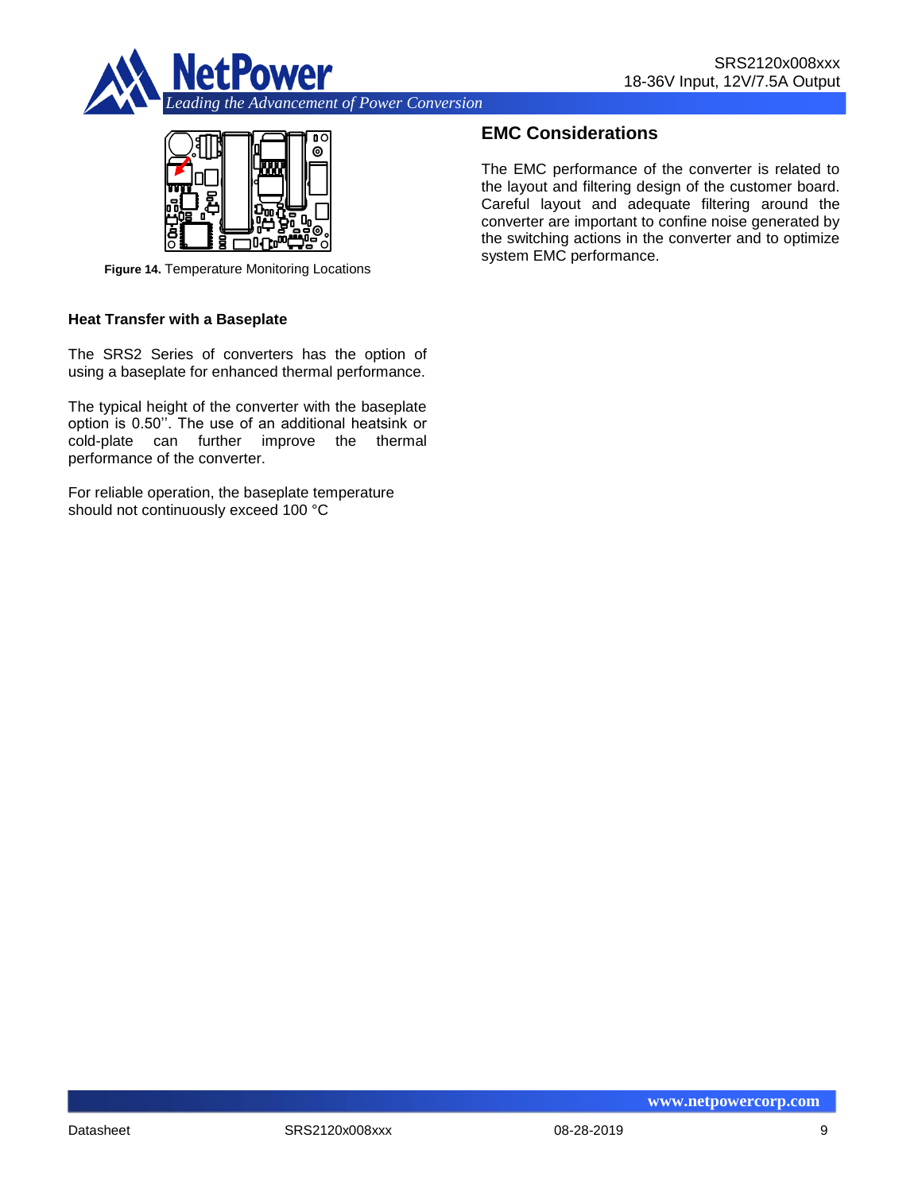**Figure 14.** Temperature Monitoring Locations

### Heat Transfer with a Baseplate

The SRS2 Series of converters has the option of using a baseplate for enhanced thermal performance.

The typical height of the converter with the baseplate option is 0.50''. The use of an additional heatsink or cold-plate can further improve the thermal performance of the converter.

For reliable operation, the baseplate temperature should not continuously exceed 100 °C

## EMC Considerations

The EMC performance of the converter is related to the layout and filtering design of the customer board. Careful layout and adequate filtering around the converter are important to confine noise generated by the switching actions in the converter and to optimize system EMC performance.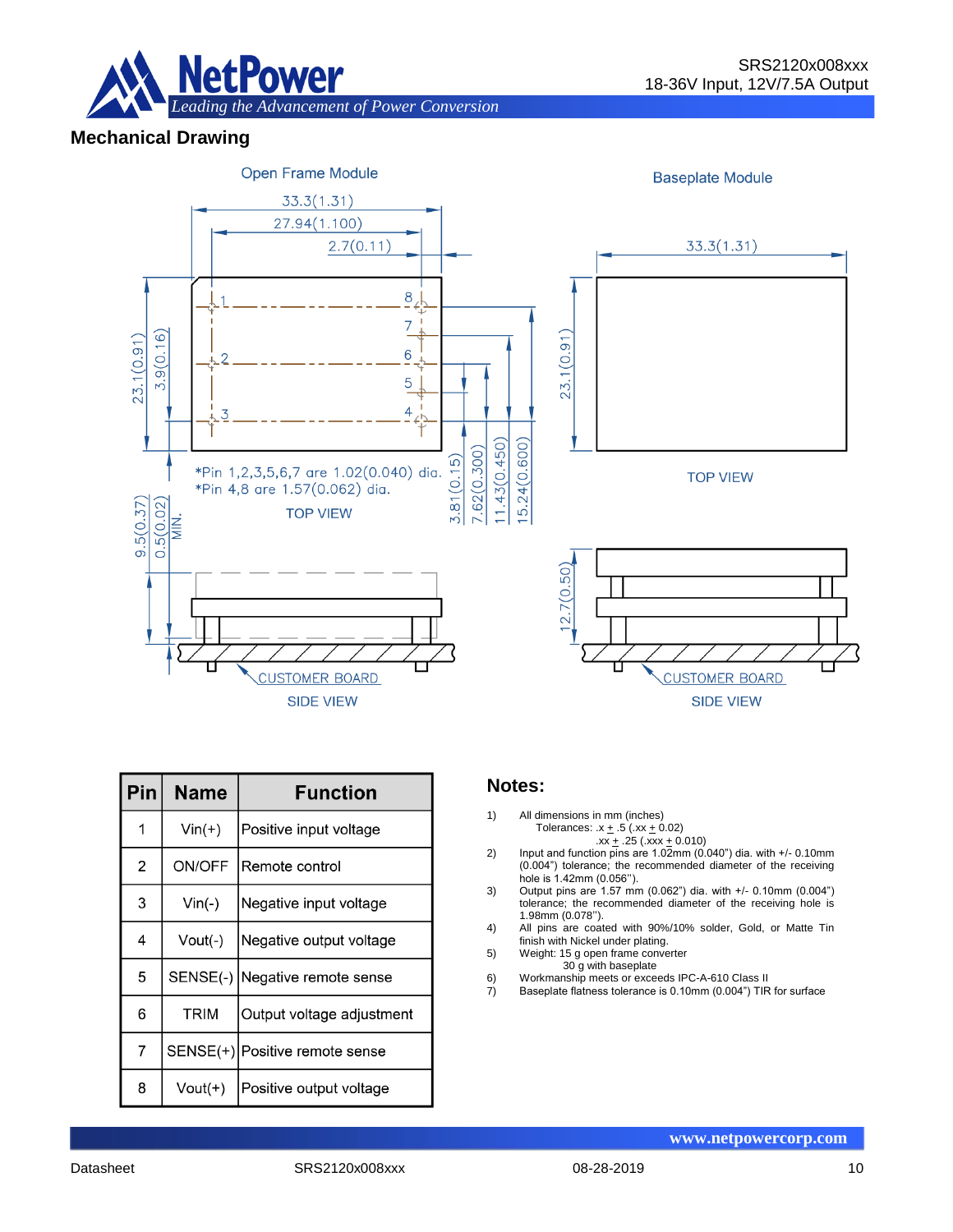## Mechanical Drawing

Open Frame Module

33.3(1.31)
27.94(1.100)
2.7(0.11)
23.1(0.91)
3.9(0.16)
1 2 3 4 5 6 7 8
3.81(0.15)
7.62(0.300)
11.43(0.450)
15.24(0.600)

*Pin 1,2,3,5,6,7 are 1.02(0.040) dia.
*Pin 4,8 are 1.57(0.062) dia.

TOP VIEW

9.5(0.37)
0.5(0.02) MIN.

CUSTOMER BOARD

SIDE VIEW

Baseplate Module

33.3(1.31)
23.1(0.91)

TOP VIEW

12.7(0.50)

CUSTOMER BOARD

SIDE VIEW

| Pin | Name | Function |
|---|---|---|
| 1 | Vin(+) | Positive input voltage |
| 2 | ON/OFF | Remote control |
| 3 | Vin(-) | Negative input voltage |
| 4 | Vout(-) | Negative output voltage |
| 5 | SENSE(-) | Negative remote sense |
| 6 | TRIM | Output voltage adjustment |
| 7 | SENSE(+) | Positive remote sense |
| 8 | Vout(+) | Positive output voltage |

### Notes:

1) All dimensions in mm (inches)
   Tolerances: .x ± .5 (.xx ± 0.02)
   .xx ± .25 (.xxx ± 0.010)
2) Input and function pins are 1.02mm (0.040") dia. with +/- 0.10mm (0.004") tolerance; the recommended diameter of the receiving hole is 1.42mm (0.056'').
3) Output pins are 1.57 mm (0.062") dia. with +/- 0.10mm (0.004") tolerance; the recommended diameter of the receiving hole is 1.98mm (0.078'').
4) All pins are coated with 90%/10% solder, Gold, or Matte Tin finish with Nickel under plating.
5) Weight: 15 g open frame converter
   30 g with baseplate
6) Workmanship meets or exceeds IPC-A-610 Class II
7) Baseplate flatness tolerance is 0.10mm (0.004") TIR for surface